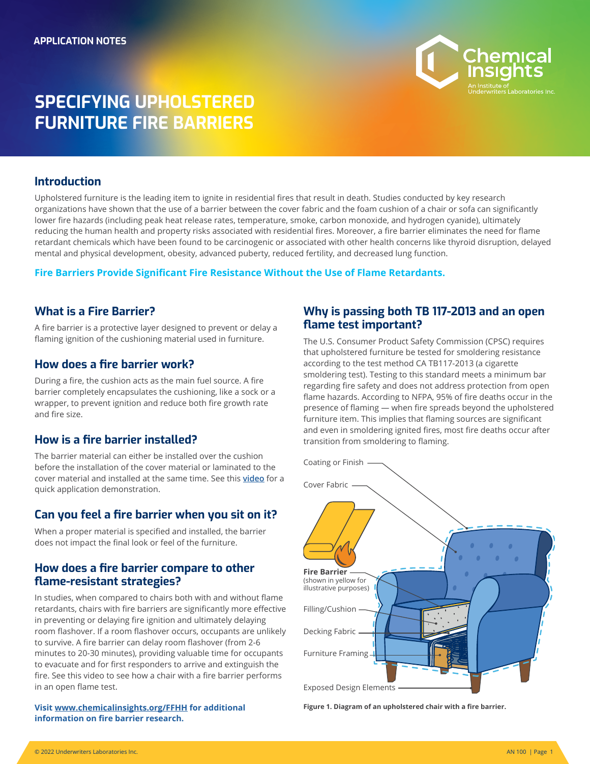APPLICATION NOTES

# SPECIFYING UPHOLSTERED FURNITURE FIRE BARRIERS

## Introduction

Upholstered furniture is the leading item to ignite in residential fires that result in death. Studies conducted by key research organizations have shown that the use of a barrier between the cover fabric and the foam cushion of a chair or sofa can significantly lower fire hazards (including peak heat release rates, temperature, smoke, carbon monoxide, and hydrogen cyanide), ultimately reducing the human health and property risks associated with residential fires. Moreover, a fire barrier eliminates the need for flame retardant chemicals which have been found to be carcinogenic or associated with other health concerns like thyroid disruption, delayed mental and physical development, obesity, advanced puberty, reduced fertility, and decreased lung function.

**Fire Barriers Provide Significant Fire Resistance Without the Use of Flame Retardants.**

## What is a Fire Barrier?

A fire barrier is a protective layer designed to prevent or delay a flaming ignition of the cushioning material used in furniture.

## How does a fire barrier work?

During a fire, the cushion acts as the main fuel source. A fire barrier completely encapsulates the cushioning, like a sock or a wrapper, to prevent ignition and reduce both fire growth rate and fire size.

## How is a fire barrier installed?

The barrier material can either be installed over the cushion before the installation of the cover material or laminated to the cover material and installed at the same time. See this video for a quick application demonstration.

## Can you feel a fire barrier when you sit on it?

When a proper material is specified and installed, the barrier does not impact the final look or feel of the furniture.

## How does a fire barrier compare to other flame-resistant strategies?

In studies, when compared to chairs both with and without flame retardants, chairs with fire barriers are significantly more effective in preventing or delaying fire ignition and ultimately delaying room flashover. If a room flashover occurs, occupants are unlikely to survive. A fire barrier can delay room flashover (from 2-6 minutes to 20-30 minutes), providing valuable time for occupants to evacuate and for first responders to arrive and extinguish the fire. See this video to see how a chair with a fire barrier performs in an open flame test.

**Visit www.chemicalinsights.org/FFHH for additional information on fire barrier research.**

## Why is passing both TB 117-2013 and an open flame test important?

The U.S. Consumer Product Safety Commission (CPSC) requires that upholstered furniture be tested for smoldering resistance according to the test method CA TB117-2013 (a cigarette smoldering test). Testing to this standard meets a minimum bar regarding fire safety and does not address protection from open flame hazards. According to NFPA, 95% of fire deaths occur in the presence of flaming — when fire spreads beyond the upholstered furniture item. This implies that flaming sources are significant and even in smoldering ignited fires, most fire deaths occur after transition from smoldering to flaming.

Coating or Finish

Cover Fabric

**Fire Barrier** (shown in yellow for illustrative purposes)

Filling/Cushion

Decking Fabric

Furniture Framing

Exposed Design Elements

**Figure 1. Diagram of an upholstered chair with a fire barrier.**

© 2022 Underwriters Laboratories Inc.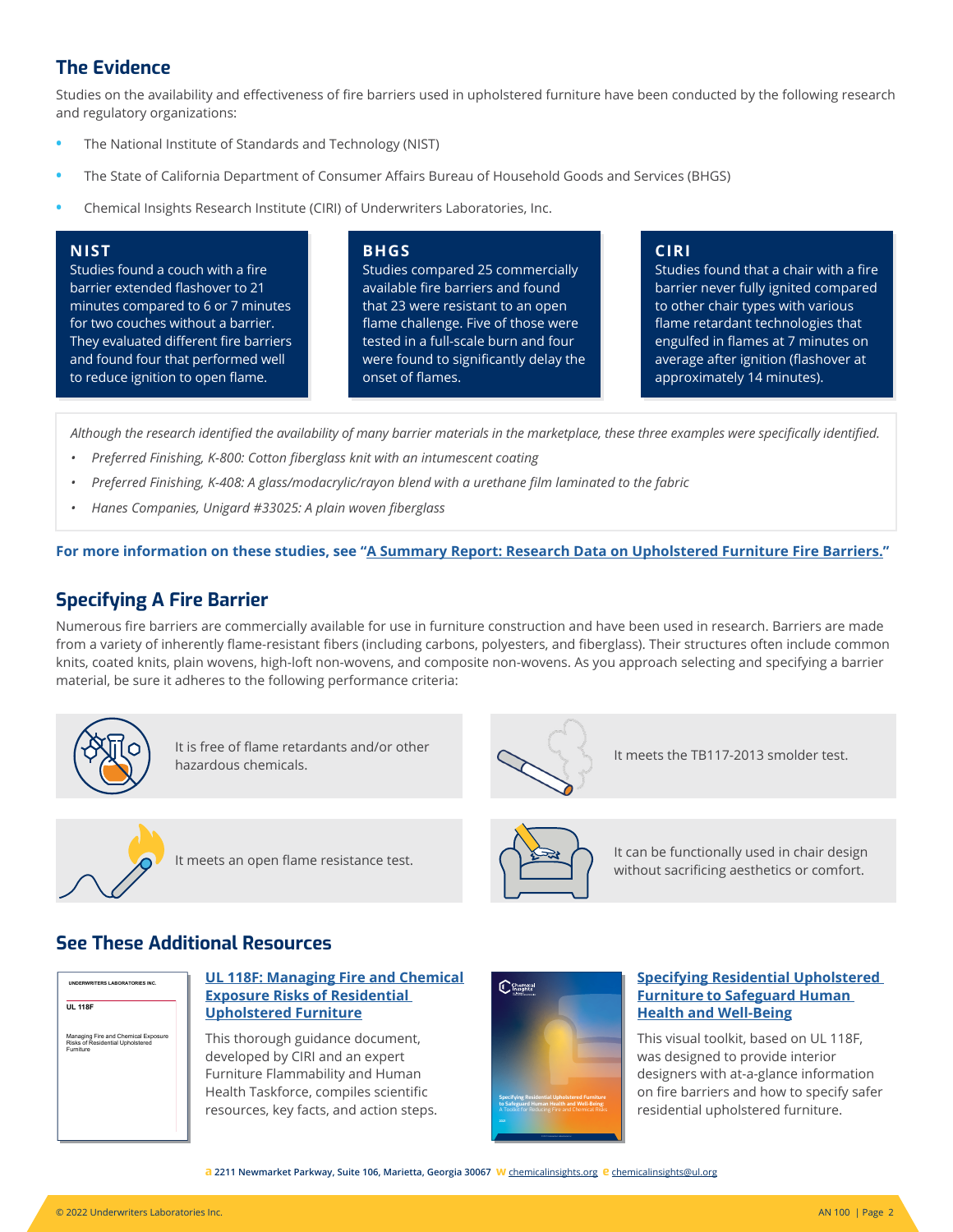## The Evidence

Studies on the availability and effectiveness of fire barriers used in upholstered furniture have been conducted by the following research and regulatory organizations:

- The National Institute of Standards and Technology (NIST)
- The State of California Department of Consumer Affairs Bureau of Household Goods and Services (BHGS)
- Chemical Insights Research Institute (CIRI) of Underwriters Laboratories, Inc.

### NIST

Studies found a couch with a fire barrier extended flashover to 21 minutes compared to 6 or 7 minutes for two couches without a barrier. They evaluated different fire barriers and found four that performed well to reduce ignition to open flame.

### BHGS

Studies compared 25 commercially available fire barriers and found that 23 were resistant to an open flame challenge. Five of those were tested in a full-scale burn and four were found to significantly delay the onset of flames.

### CIRI

Studies found that a chair with a fire barrier never fully ignited compared to other chair types with various flame retardant technologies that engulfed in flames at 7 minutes on average after ignition (flashover at approximately 14 minutes).

*Although the research identified the availability of many barrier materials in the marketplace, these three examples were specifically identified.*

- *Preferred Finishing, K-800: Cotton fiberglass knit with an intumescent coating*
- *Preferred Finishing, K-408: A glass/modacrylic/rayon blend with a urethane film laminated to the fabric*
- *Hanes Companies, Unigard #33025: A plain woven fiberglass*

**For more information on these studies, see "A Summary Report: Research Data on Upholstered Furniture Fire Barriers."**

## Specifying A Fire Barrier

Numerous fire barriers are commercially available for use in furniture construction and have been used in research. Barriers are made from a variety of inherently flame-resistant fibers (including carbons, polyesters, and fiberglass). Their structures often include common knits, coated knits, plain wovens, high-loft non-wovens, and composite non-wovens. As you approach selecting and specifying a barrier material, be sure it adheres to the following performance criteria:

- It is free of flame retardants and/or other hazardous chemicals.
- It meets the TB117-2013 smolder test.
- It meets an open flame resistance test.
- It can be functionally used in chair design without sacrificing aesthetics or comfort.

## See These Additional Resources

**UL 118F: Managing Fire and Chemical Exposure Risks of Residential Upholstered Furniture**

This thorough guidance document, developed by CIRI and an expert Furniture Flammability and Human Health Taskforce, compiles scientific resources, key facts, and action steps.

**Specifying Residential Upholstered Furniture to Safeguard Human Health and Well-Being**

This visual toolkit, based on UL 118F, was designed to provide interior designers with at-a-glance information on fire barriers and how to specify safer residential upholstered furniture.

a 2211 Newmarket Parkway, Suite 106, Marietta, Georgia 30067 w chemicalinsights.org e chemicalinsights@ul.org

© 2022 Underwriters Laboratories Inc.